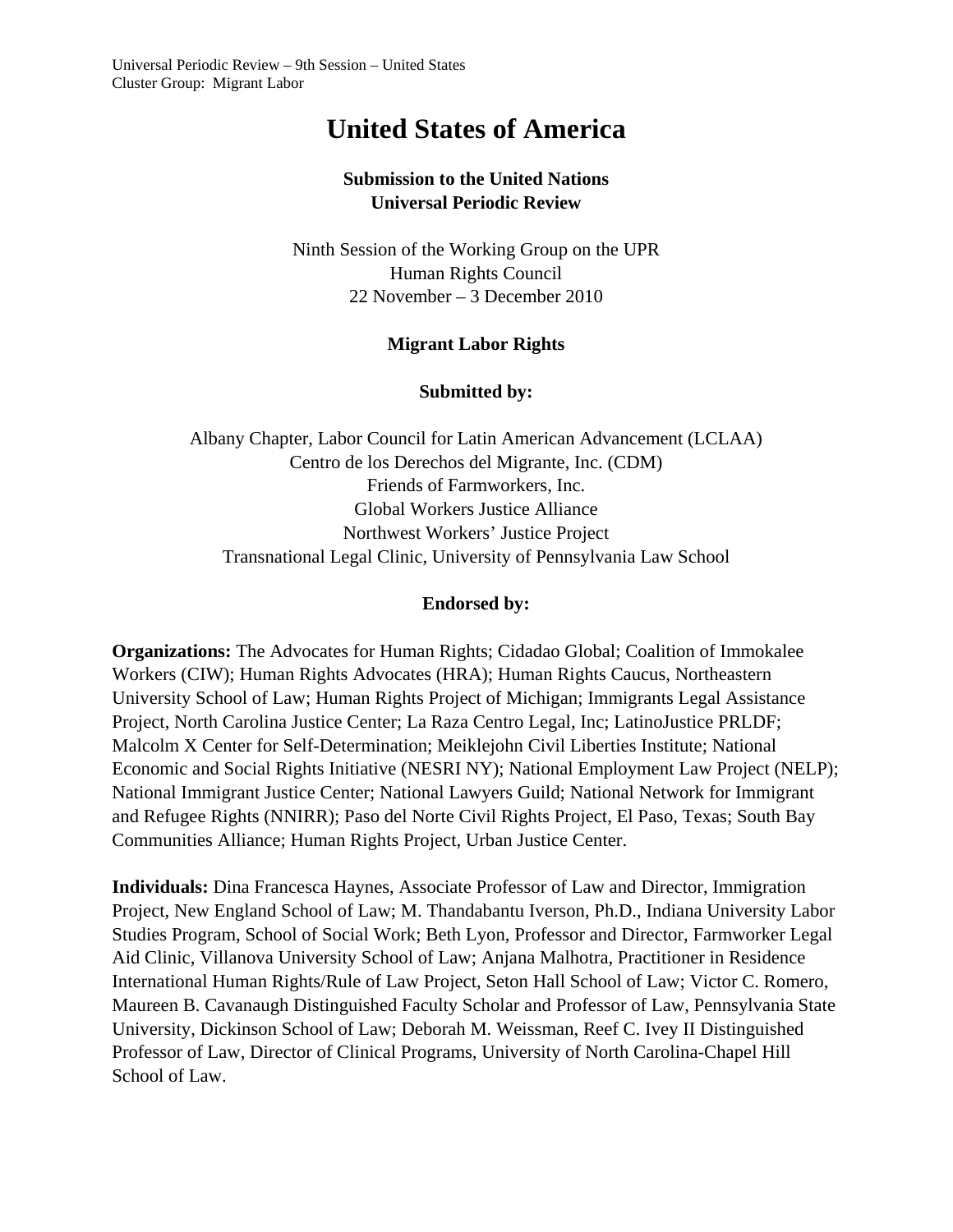Universal Periodic Review – 9th Session – United States
Cluster Group: Migrant Labor

# United States of America

**Submission to the United Nations**
**Universal Periodic Review**

Ninth Session of the Working Group on the UPR
Human Rights Council
22 November – 3 December 2010

**Migrant Labor Rights**

**Submitted by:**

Albany Chapter, Labor Council for Latin American Advancement (LCLAA)
Centro de los Derechos del Migrante, Inc. (CDM)
Friends of Farmworkers, Inc.
Global Workers Justice Alliance
Northwest Workers' Justice Project
Transnational Legal Clinic, University of Pennsylvania Law School

**Endorsed by:**

**Organizations:** The Advocates for Human Rights; Cidadao Global; Coalition of Immokalee Workers (CIW); Human Rights Advocates (HRA); Human Rights Caucus, Northeastern University School of Law; Human Rights Project of Michigan; Immigrants Legal Assistance Project, North Carolina Justice Center; La Raza Centro Legal, Inc; LatinoJustice PRLDF; Malcolm X Center for Self-Determination; Meiklejohn Civil Liberties Institute; National Economic and Social Rights Initiative (NESRI NY); National Employment Law Project (NELP); National Immigrant Justice Center; National Lawyers Guild; National Network for Immigrant and Refugee Rights (NNIRR); Paso del Norte Civil Rights Project, El Paso, Texas; South Bay Communities Alliance; Human Rights Project, Urban Justice Center.

**Individuals:** Dina Francesca Haynes, Associate Professor of Law and Director, Immigration Project, New England School of Law; M. Thandabantu Iverson, Ph.D., Indiana University Labor Studies Program, School of Social Work; Beth Lyon, Professor and Director, Farmworker Legal Aid Clinic, Villanova University School of Law; Anjana Malhotra, Practitioner in Residence International Human Rights/Rule of Law Project, Seton Hall School of Law; Victor C. Romero, Maureen B. Cavanaugh Distinguished Faculty Scholar and Professor of Law, Pennsylvania State University, Dickinson School of Law; Deborah M. Weissman, Reef C. Ivey II Distinguished Professor of Law, Director of Clinical Programs, University of North Carolina-Chapel Hill School of Law.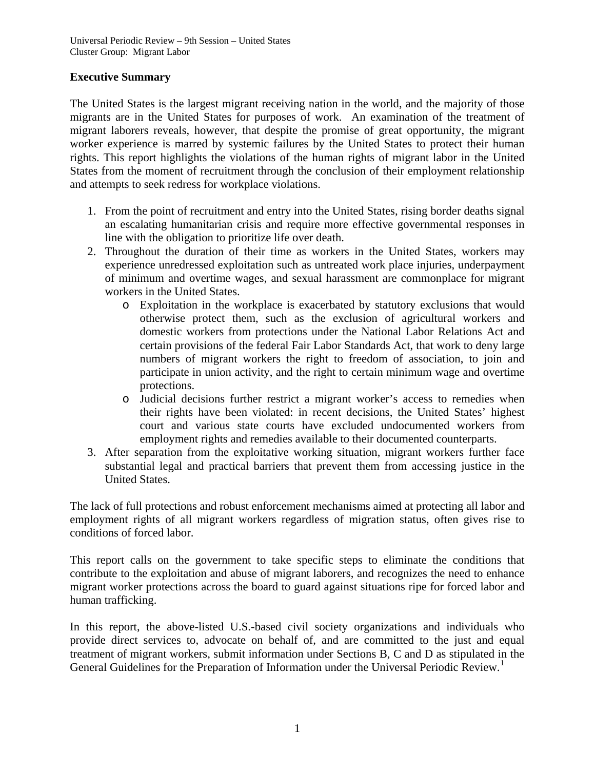Universal Periodic Review – 9th Session – United States
Cluster Group: Migrant Labor

**Executive Summary**

The United States is the largest migrant receiving nation in the world, and the majority of those migrants are in the United States for purposes of work. An examination of the treatment of migrant laborers reveals, however, that despite the promise of great opportunity, the migrant worker experience is marred by systemic failures by the United States to protect their human rights. This report highlights the violations of the human rights of migrant labor in the United States from the moment of recruitment through the conclusion of their employment relationship and attempts to seek redress for workplace violations.

1. From the point of recruitment and entry into the United States, rising border deaths signal an escalating humanitarian crisis and require more effective governmental responses in line with the obligation to prioritize life over death.
2. Throughout the duration of their time as workers in the United States, workers may experience unredressed exploitation such as untreated work place injuries, underpayment of minimum and overtime wages, and sexual harassment are commonplace for migrant workers in the United States.
   - Exploitation in the workplace is exacerbated by statutory exclusions that would otherwise protect them, such as the exclusion of agricultural workers and domestic workers from protections under the National Labor Relations Act and certain provisions of the federal Fair Labor Standards Act, that work to deny large numbers of migrant workers the right to freedom of association, to join and participate in union activity, and the right to certain minimum wage and overtime protections.
   - Judicial decisions further restrict a migrant worker's access to remedies when their rights have been violated: in recent decisions, the United States' highest court and various state courts have excluded undocumented workers from employment rights and remedies available to their documented counterparts.
3. After separation from the exploitative working situation, migrant workers further face substantial legal and practical barriers that prevent them from accessing justice in the United States.

The lack of full protections and robust enforcement mechanisms aimed at protecting all labor and employment rights of all migrant workers regardless of migration status, often gives rise to conditions of forced labor.

This report calls on the government to take specific steps to eliminate the conditions that contribute to the exploitation and abuse of migrant laborers, and recognizes the need to enhance migrant worker protections across the board to guard against situations ripe for forced labor and human trafficking.

In this report, the above-listed U.S.-based civil society organizations and individuals who provide direct services to, advocate on behalf of, and are committed to the just and equal treatment of migrant workers, submit information under Sections B, C and D as stipulated in the General Guidelines for the Preparation of Information under the Universal Periodic Review.[1]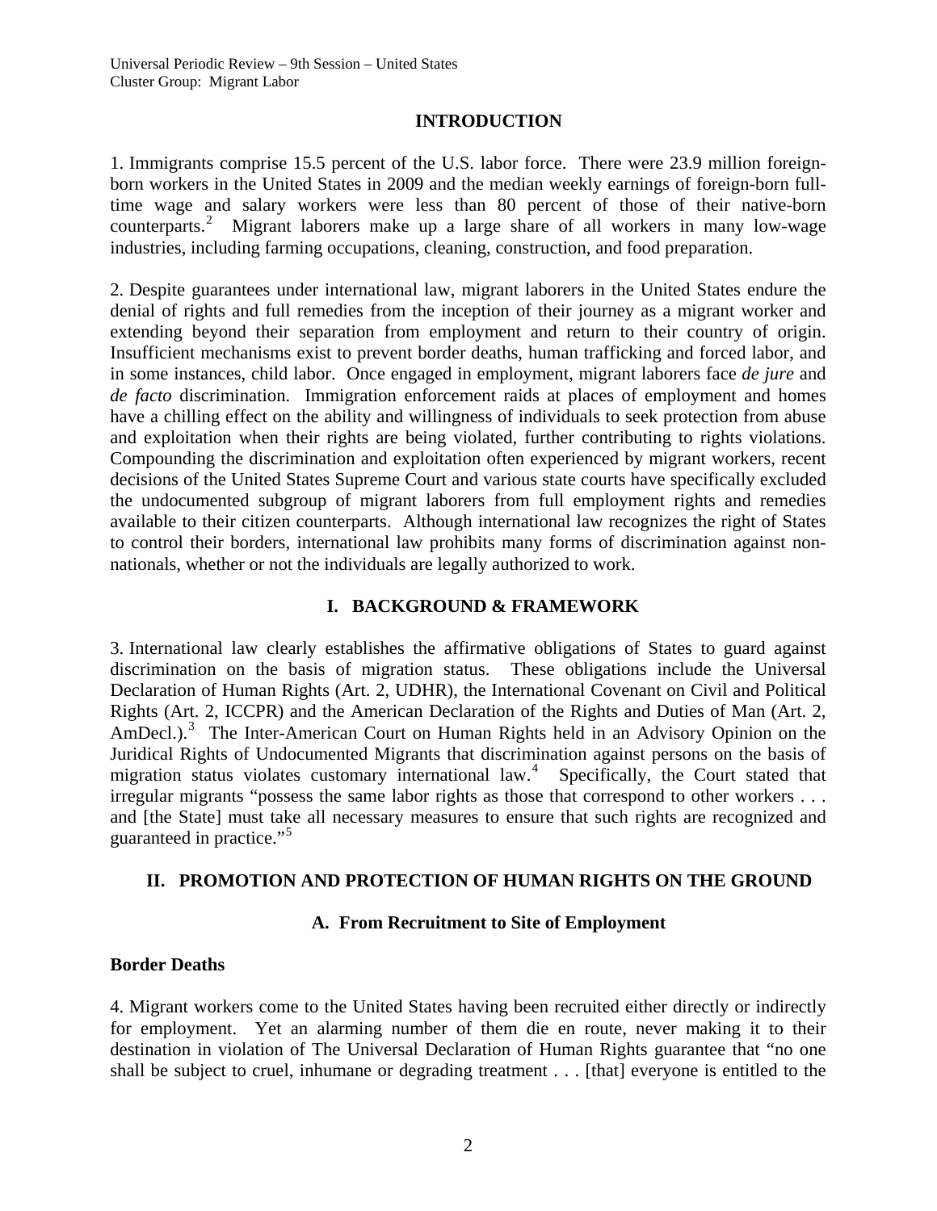## INTRODUCTION

1. Immigrants comprise 15.5 percent of the U.S. labor force. There were 23.9 million foreign-born workers in the United States in 2009 and the median weekly earnings of foreign-born full-time wage and salary workers were less than 80 percent of those of their native-born counterparts.[2] Migrant laborers make up a large share of all workers in many low-wage industries, including farming occupations, cleaning, construction, and food preparation.

2. Despite guarantees under international law, migrant laborers in the United States endure the denial of rights and full remedies from the inception of their journey as a migrant worker and extending beyond their separation from employment and return to their country of origin. Insufficient mechanisms exist to prevent border deaths, human trafficking and forced labor, and in some instances, child labor. Once engaged in employment, migrant laborers face *de jure* and *de facto* discrimination. Immigration enforcement raids at places of employment and homes have a chilling effect on the ability and willingness of individuals to seek protection from abuse and exploitation when their rights are being violated, further contributing to rights violations. Compounding the discrimination and exploitation often experienced by migrant workers, recent decisions of the United States Supreme Court and various state courts have specifically excluded the undocumented subgroup of migrant laborers from full employment rights and remedies available to their citizen counterparts. Although international law recognizes the right of States to control their borders, international law prohibits many forms of discrimination against non-nationals, whether or not the individuals are legally authorized to work.

## I. BACKGROUND & FRAMEWORK

3. International law clearly establishes the affirmative obligations of States to guard against discrimination on the basis of migration status. These obligations include the Universal Declaration of Human Rights (Art. 2, UDHR), the International Covenant on Civil and Political Rights (Art. 2, ICCPR) and the American Declaration of the Rights and Duties of Man (Art. 2, AmDecl.).[3] The Inter-American Court on Human Rights held in an Advisory Opinion on the Juridical Rights of Undocumented Migrants that discrimination against persons on the basis of migration status violates customary international law.[4] Specifically, the Court stated that irregular migrants "possess the same labor rights as those that correspond to other workers . . . and [the State] must take all necessary measures to ensure that such rights are recognized and guaranteed in practice."[5]

## II. PROMOTION AND PROTECTION OF HUMAN RIGHTS ON THE GROUND

### A. From Recruitment to Site of Employment

**Border Deaths**

4. Migrant workers come to the United States having been recruited either directly or indirectly for employment. Yet an alarming number of them die en route, never making it to their destination in violation of The Universal Declaration of Human Rights guarantee that "no one shall be subject to cruel, inhumane or degrading treatment . . . [that] everyone is entitled to the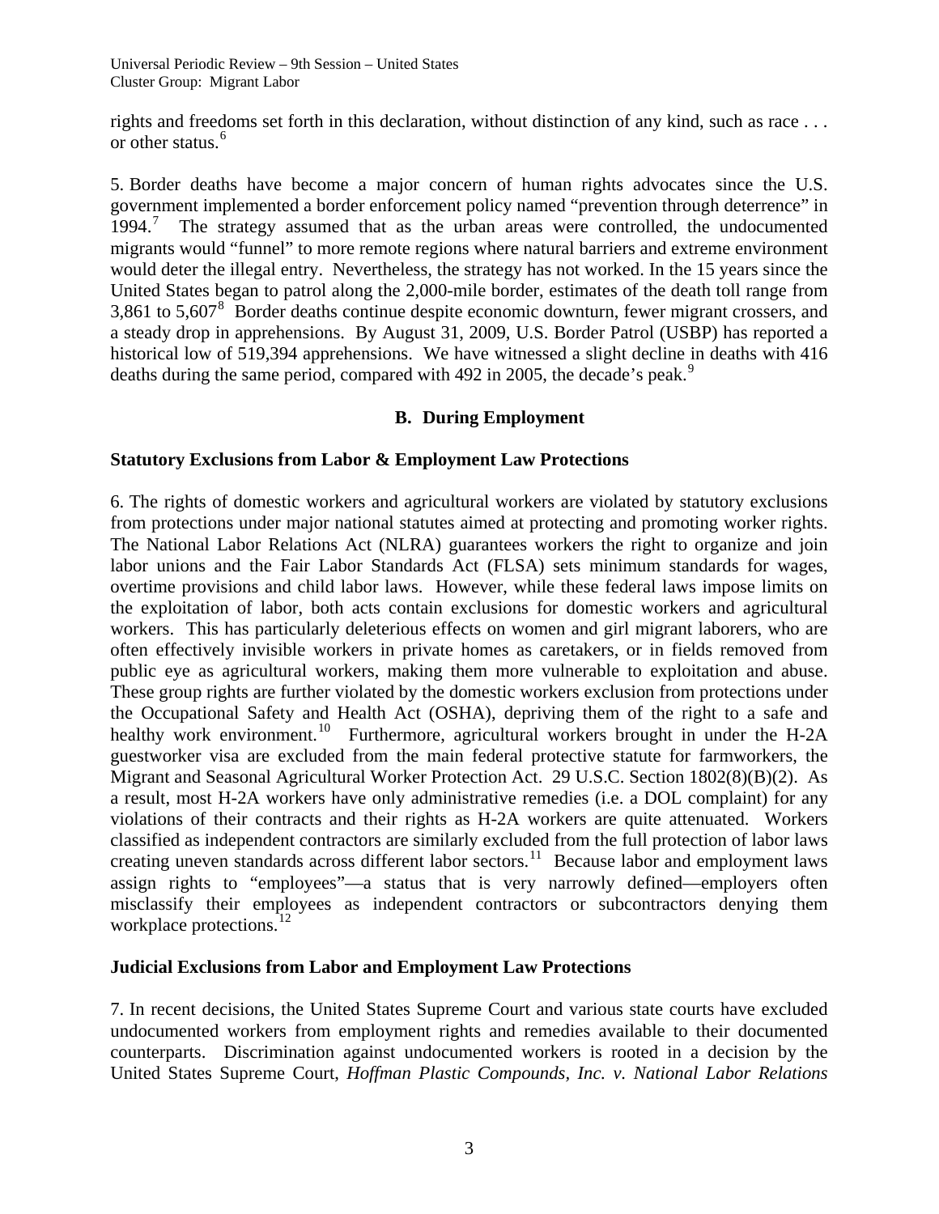rights and freedoms set forth in this declaration, without distinction of any kind, such as race . . . or other status.[6]

5. Border deaths have become a major concern of human rights advocates since the U.S. government implemented a border enforcement policy named "prevention through deterrence" in 1994.[7] The strategy assumed that as the urban areas were controlled, the undocumented migrants would "funnel" to more remote regions where natural barriers and extreme environment would deter the illegal entry. Nevertheless, the strategy has not worked. In the 15 years since the United States began to patrol along the 2,000-mile border, estimates of the death toll range from 3,861 to 5,607[8] Border deaths continue despite economic downturn, fewer migrant crossers, and a steady drop in apprehensions. By August 31, 2009, U.S. Border Patrol (USBP) has reported a historical low of 519,394 apprehensions. We have witnessed a slight decline in deaths with 416 deaths during the same period, compared with 492 in 2005, the decade's peak.[9]

### B. During Employment

**Statutory Exclusions from Labor & Employment Law Protections**

6. The rights of domestic workers and agricultural workers are violated by statutory exclusions from protections under major national statutes aimed at protecting and promoting worker rights. The National Labor Relations Act (NLRA) guarantees workers the right to organize and join labor unions and the Fair Labor Standards Act (FLSA) sets minimum standards for wages, overtime provisions and child labor laws. However, while these federal laws impose limits on the exploitation of labor, both acts contain exclusions for domestic workers and agricultural workers. This has particularly deleterious effects on women and girl migrant laborers, who are often effectively invisible workers in private homes as caretakers, or in fields removed from public eye as agricultural workers, making them more vulnerable to exploitation and abuse. These group rights are further violated by the domestic workers exclusion from protections under the Occupational Safety and Health Act (OSHA), depriving them of the right to a safe and healthy work environment.[10] Furthermore, agricultural workers brought in under the H-2A guestworker visa are excluded from the main federal protective statute for farmworkers, the Migrant and Seasonal Agricultural Worker Protection Act. 29 U.S.C. Section 1802(8)(B)(2). As a result, most H-2A workers have only administrative remedies (i.e. a DOL complaint) for any violations of their contracts and their rights as H-2A workers are quite attenuated. Workers classified as independent contractors are similarly excluded from the full protection of labor laws creating uneven standards across different labor sectors.[11] Because labor and employment laws assign rights to "employees"—a status that is very narrowly defined—employers often misclassify their employees as independent contractors or subcontractors denying them workplace protections.[12]

**Judicial Exclusions from Labor and Employment Law Protections**

7. In recent decisions, the United States Supreme Court and various state courts have excluded undocumented workers from employment rights and remedies available to their documented counterparts. Discrimination against undocumented workers is rooted in a decision by the United States Supreme Court, *Hoffman Plastic Compounds, Inc. v. National Labor Relations*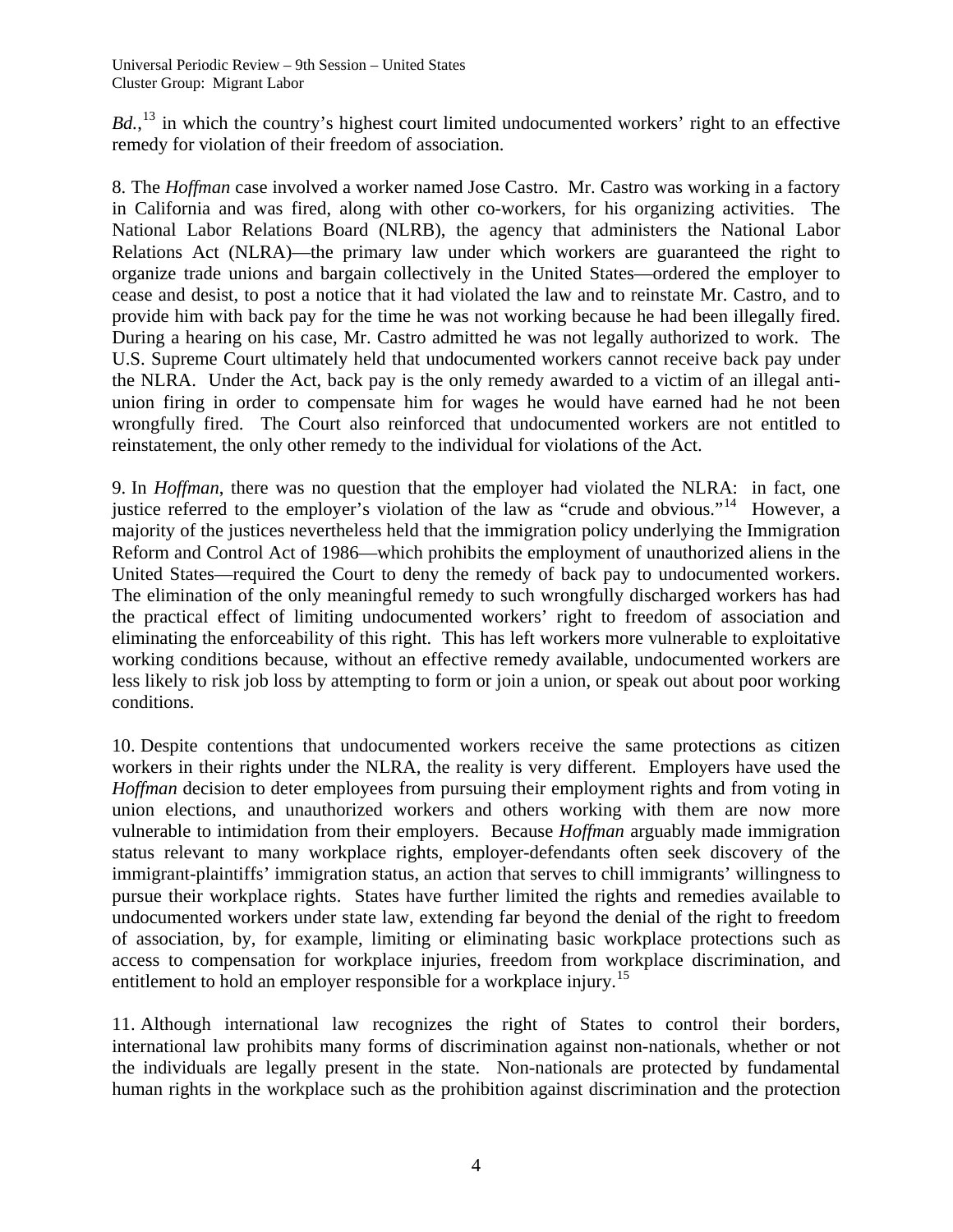*Bd.*,[13] in which the country's highest court limited undocumented workers' right to an effective remedy for violation of their freedom of association.

8. The *Hoffman* case involved a worker named Jose Castro. Mr. Castro was working in a factory in California and was fired, along with other co-workers, for his organizing activities. The National Labor Relations Board (NLRB), the agency that administers the National Labor Relations Act (NLRA)—the primary law under which workers are guaranteed the right to organize trade unions and bargain collectively in the United States—ordered the employer to cease and desist, to post a notice that it had violated the law and to reinstate Mr. Castro, and to provide him with back pay for the time he was not working because he had been illegally fired. During a hearing on his case, Mr. Castro admitted he was not legally authorized to work. The U.S. Supreme Court ultimately held that undocumented workers cannot receive back pay under the NLRA. Under the Act, back pay is the only remedy awarded to a victim of an illegal anti-union firing in order to compensate him for wages he would have earned had he not been wrongfully fired. The Court also reinforced that undocumented workers are not entitled to reinstatement, the only other remedy to the individual for violations of the Act.

9. In *Hoffman*, there was no question that the employer had violated the NLRA: in fact, one justice referred to the employer's violation of the law as "crude and obvious."[14] However, a majority of the justices nevertheless held that the immigration policy underlying the Immigration Reform and Control Act of 1986—which prohibits the employment of unauthorized aliens in the United States—required the Court to deny the remedy of back pay to undocumented workers. The elimination of the only meaningful remedy to such wrongfully discharged workers has had the practical effect of limiting undocumented workers' right to freedom of association and eliminating the enforceability of this right. This has left workers more vulnerable to exploitative working conditions because, without an effective remedy available, undocumented workers are less likely to risk job loss by attempting to form or join a union, or speak out about poor working conditions.

10. Despite contentions that undocumented workers receive the same protections as citizen workers in their rights under the NLRA, the reality is very different. Employers have used the *Hoffman* decision to deter employees from pursuing their employment rights and from voting in union elections, and unauthorized workers and others working with them are now more vulnerable to intimidation from their employers. Because *Hoffman* arguably made immigration status relevant to many workplace rights, employer-defendants often seek discovery of the immigrant-plaintiffs' immigration status, an action that serves to chill immigrants' willingness to pursue their workplace rights. States have further limited the rights and remedies available to undocumented workers under state law, extending far beyond the denial of the right to freedom of association, by, for example, limiting or eliminating basic workplace protections such as access to compensation for workplace injuries, freedom from workplace discrimination, and entitlement to hold an employer responsible for a workplace injury.[15]

11. Although international law recognizes the right of States to control their borders, international law prohibits many forms of discrimination against non-nationals, whether or not the individuals are legally present in the state. Non-nationals are protected by fundamental human rights in the workplace such as the prohibition against discrimination and the protection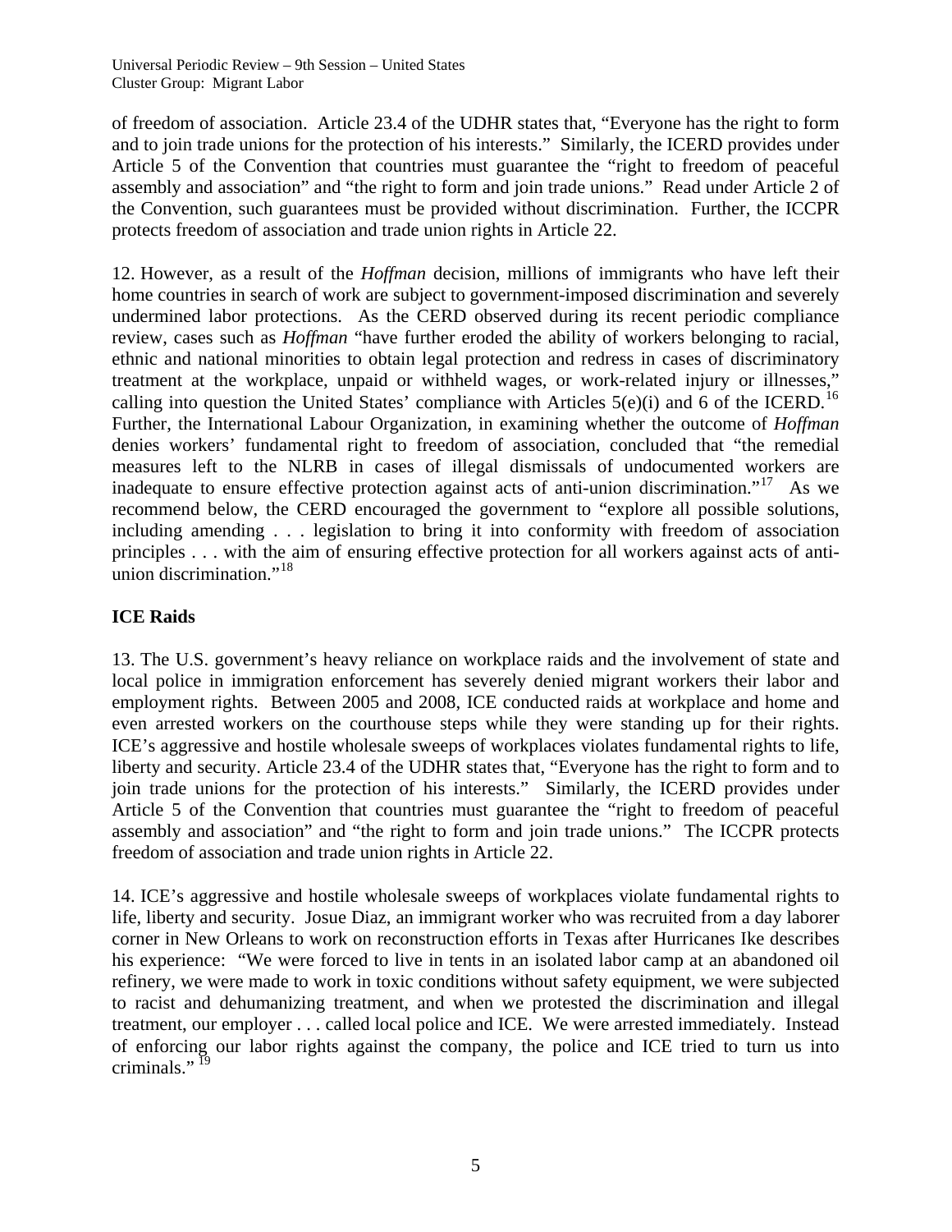of freedom of association. Article 23.4 of the UDHR states that, "Everyone has the right to form and to join trade unions for the protection of his interests." Similarly, the ICERD provides under Article 5 of the Convention that countries must guarantee the "right to freedom of peaceful assembly and association" and "the right to form and join trade unions." Read under Article 2 of the Convention, such guarantees must be provided without discrimination. Further, the ICCPR protects freedom of association and trade union rights in Article 22.

12. However, as a result of the *Hoffman* decision, millions of immigrants who have left their home countries in search of work are subject to government-imposed discrimination and severely undermined labor protections. As the CERD observed during its recent periodic compliance review, cases such as *Hoffman* "have further eroded the ability of workers belonging to racial, ethnic and national minorities to obtain legal protection and redress in cases of discriminatory treatment at the workplace, unpaid or withheld wages, or work-related injury or illnesses," calling into question the United States' compliance with Articles 5(e)(i) and 6 of the ICERD.[16] Further, the International Labour Organization, in examining whether the outcome of *Hoffman* denies workers' fundamental right to freedom of association, concluded that "the remedial measures left to the NLRB in cases of illegal dismissals of undocumented workers are inadequate to ensure effective protection against acts of anti-union discrimination."[17] As we recommend below, the CERD encouraged the government to "explore all possible solutions, including amending . . . legislation to bring it into conformity with freedom of association principles . . . with the aim of ensuring effective protection for all workers against acts of anti-union discrimination."[18]

**ICE Raids**

13. The U.S. government's heavy reliance on workplace raids and the involvement of state and local police in immigration enforcement has severely denied migrant workers their labor and employment rights. Between 2005 and 2008, ICE conducted raids at workplace and home and even arrested workers on the courthouse steps while they were standing up for their rights. ICE's aggressive and hostile wholesale sweeps of workplaces violates fundamental rights to life, liberty and security. Article 23.4 of the UDHR states that, "Everyone has the right to form and to join trade unions for the protection of his interests." Similarly, the ICERD provides under Article 5 of the Convention that countries must guarantee the "right to freedom of peaceful assembly and association" and "the right to form and join trade unions." The ICCPR protects freedom of association and trade union rights in Article 22.

14. ICE's aggressive and hostile wholesale sweeps of workplaces violate fundamental rights to life, liberty and security. Josue Diaz, an immigrant worker who was recruited from a day laborer corner in New Orleans to work on reconstruction efforts in Texas after Hurricanes Ike describes his experience: "We were forced to live in tents in an isolated labor camp at an abandoned oil refinery, we were made to work in toxic conditions without safety equipment, we were subjected to racist and dehumanizing treatment, and when we protested the discrimination and illegal treatment, our employer . . . called local police and ICE. We were arrested immediately. Instead of enforcing our labor rights against the company, the police and ICE tried to turn us into criminals."[19]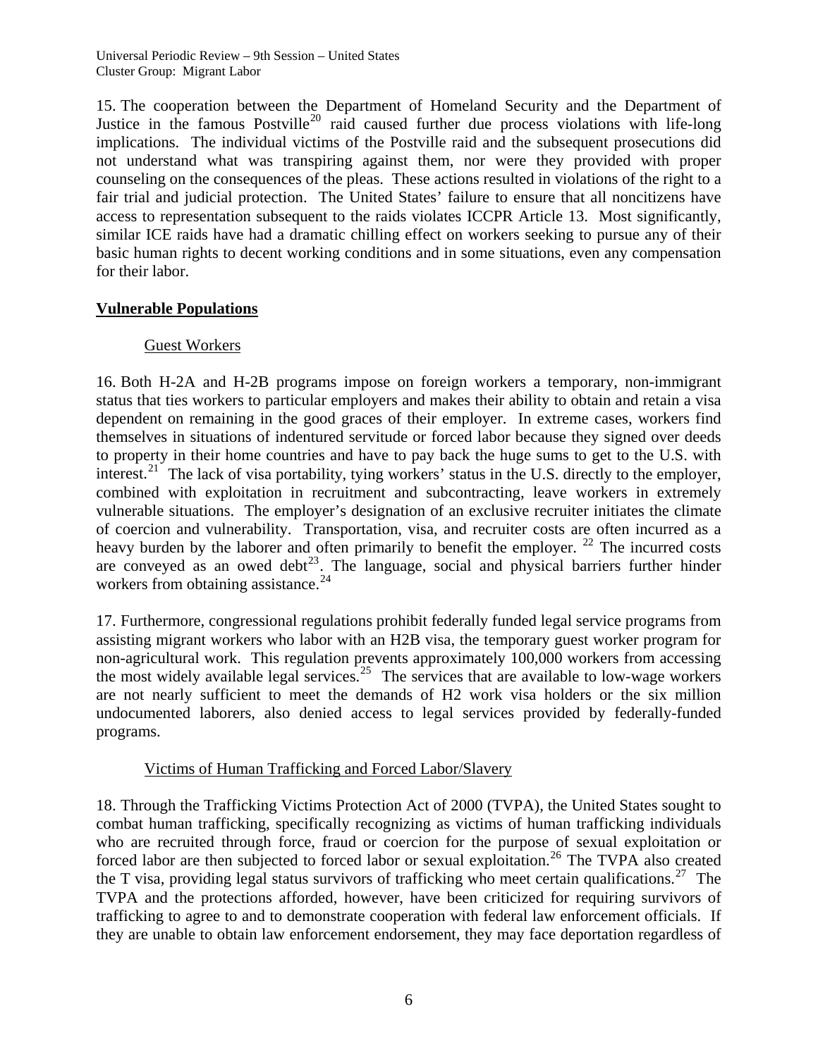15. The cooperation between the Department of Homeland Security and the Department of Justice in the famous Postville[20] raid caused further due process violations with life-long implications. The individual victims of the Postville raid and the subsequent prosecutions did not understand what was transpiring against them, nor were they provided with proper counseling on the consequences of the pleas. These actions resulted in violations of the right to a fair trial and judicial protection. The United States' failure to ensure that all noncitizens have access to representation subsequent to the raids violates ICCPR Article 13. Most significantly, similar ICE raids have had a dramatic chilling effect on workers seeking to pursue any of their basic human rights to decent working conditions and in some situations, even any compensation for their labor.

## Vulnerable Populations

### Guest Workers

16. Both H-2A and H-2B programs impose on foreign workers a temporary, non-immigrant status that ties workers to particular employers and makes their ability to obtain and retain a visa dependent on remaining in the good graces of their employer. In extreme cases, workers find themselves in situations of indentured servitude or forced labor because they signed over deeds to property in their home countries and have to pay back the huge sums to get to the U.S. with interest.[21] The lack of visa portability, tying workers' status in the U.S. directly to the employer, combined with exploitation in recruitment and subcontracting, leave workers in extremely vulnerable situations. The employer's designation of an exclusive recruiter initiates the climate of coercion and vulnerability. Transportation, visa, and recruiter costs are often incurred as a heavy burden by the laborer and often primarily to benefit the employer.[22] The incurred costs are conveyed as an owed debt[23]. The language, social and physical barriers further hinder workers from obtaining assistance.[24]

17. Furthermore, congressional regulations prohibit federally funded legal service programs from assisting migrant workers who labor with an H2B visa, the temporary guest worker program for non-agricultural work. This regulation prevents approximately 100,000 workers from accessing the most widely available legal services.[25] The services that are available to low-wage workers are not nearly sufficient to meet the demands of H2 work visa holders or the six million undocumented laborers, also denied access to legal services provided by federally-funded programs.

### Victims of Human Trafficking and Forced Labor/Slavery

18. Through the Trafficking Victims Protection Act of 2000 (TVPA), the United States sought to combat human trafficking, specifically recognizing as victims of human trafficking individuals who are recruited through force, fraud or coercion for the purpose of sexual exploitation or forced labor are then subjected to forced labor or sexual exploitation.[26] The TVPA also created the T visa, providing legal status survivors of trafficking who meet certain qualifications.[27] The TVPA and the protections afforded, however, have been criticized for requiring survivors of trafficking to agree to and to demonstrate cooperation with federal law enforcement officials. If they are unable to obtain law enforcement endorsement, they may face deportation regardless of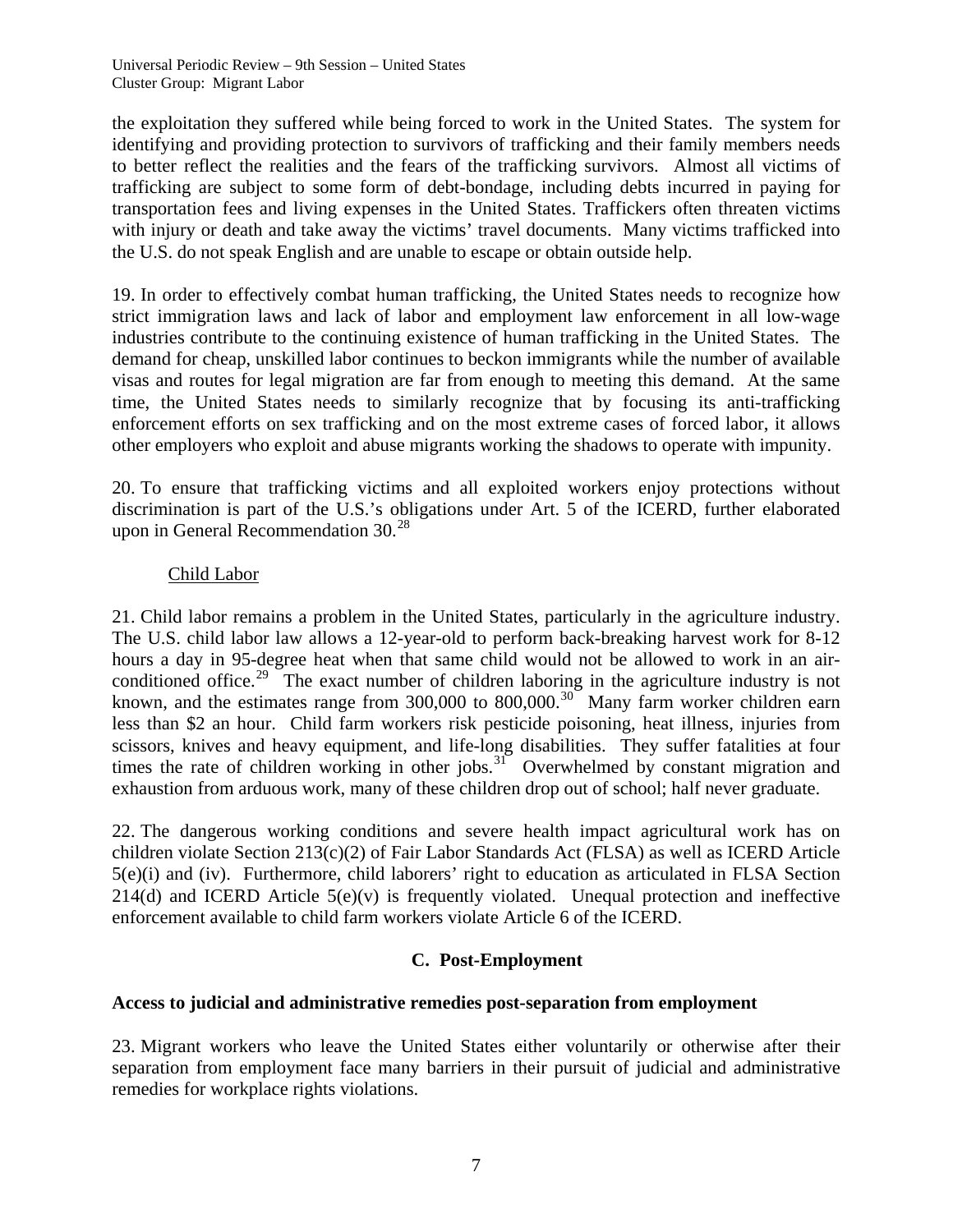the exploitation they suffered while being forced to work in the United States. The system for identifying and providing protection to survivors of trafficking and their family members needs to better reflect the realities and the fears of the trafficking survivors. Almost all victims of trafficking are subject to some form of debt-bondage, including debts incurred in paying for transportation fees and living expenses in the United States. Traffickers often threaten victims with injury or death and take away the victims' travel documents. Many victims trafficked into the U.S. do not speak English and are unable to escape or obtain outside help.

19. In order to effectively combat human trafficking, the United States needs to recognize how strict immigration laws and lack of labor and employment law enforcement in all low-wage industries contribute to the continuing existence of human trafficking in the United States. The demand for cheap, unskilled labor continues to beckon immigrants while the number of available visas and routes for legal migration are far from enough to meeting this demand. At the same time, the United States needs to similarly recognize that by focusing its anti-trafficking enforcement efforts on sex trafficking and on the most extreme cases of forced labor, it allows other employers who exploit and abuse migrants working the shadows to operate with impunity.

20. To ensure that trafficking victims and all exploited workers enjoy protections without discrimination is part of the U.S.'s obligations under Art. 5 of the ICERD, further elaborated upon in General Recommendation 30.[28]

Child Labor

21. Child labor remains a problem in the United States, particularly in the agriculture industry. The U.S. child labor law allows a 12-year-old to perform back-breaking harvest work for 8-12 hours a day in 95-degree heat when that same child would not be allowed to work in an air-conditioned office.[29] The exact number of children laboring in the agriculture industry is not known, and the estimates range from 300,000 to 800,000.[30] Many farm worker children earn less than $2 an hour. Child farm workers risk pesticide poisoning, heat illness, injuries from scissors, knives and heavy equipment, and life-long disabilities. They suffer fatalities at four times the rate of children working in other jobs.[31] Overwhelmed by constant migration and exhaustion from arduous work, many of these children drop out of school; half never graduate.

22. The dangerous working conditions and severe health impact agricultural work has on children violate Section 213(c)(2) of Fair Labor Standards Act (FLSA) as well as ICERD Article 5(e)(i) and (iv). Furthermore, child laborers' right to education as articulated in FLSA Section 214(d) and ICERD Article 5(e)(v) is frequently violated. Unequal protection and ineffective enforcement available to child farm workers violate Article 6 of the ICERD.

### C. Post-Employment

**Access to judicial and administrative remedies post-separation from employment**

23. Migrant workers who leave the United States either voluntarily or otherwise after their separation from employment face many barriers in their pursuit of judicial and administrative remedies for workplace rights violations.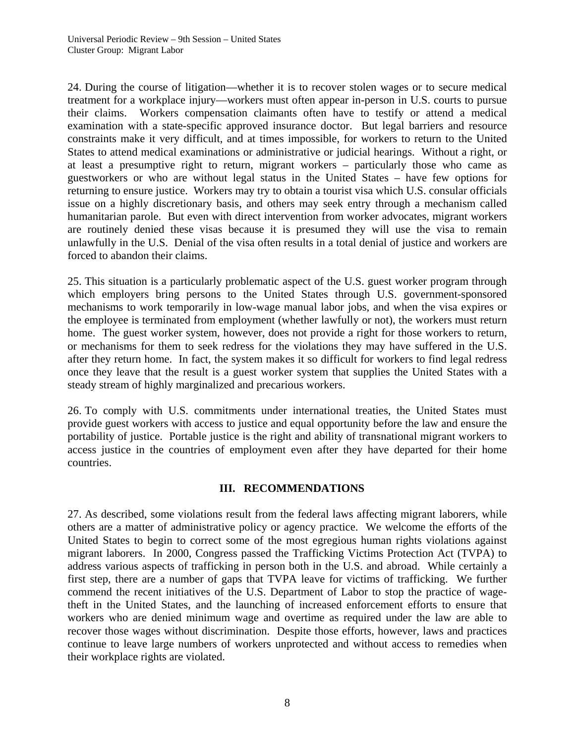24. During the course of litigation—whether it is to recover stolen wages or to secure medical treatment for a workplace injury—workers must often appear in-person in U.S. courts to pursue their claims. Workers compensation claimants often have to testify or attend a medical examination with a state-specific approved insurance doctor. But legal barriers and resource constraints make it very difficult, and at times impossible, for workers to return to the United States to attend medical examinations or administrative or judicial hearings. Without a right, or at least a presumptive right to return, migrant workers – particularly those who came as guestworkers or who are without legal status in the United States – have few options for returning to ensure justice. Workers may try to obtain a tourist visa which U.S. consular officials issue on a highly discretionary basis, and others may seek entry through a mechanism called humanitarian parole. But even with direct intervention from worker advocates, migrant workers are routinely denied these visas because it is presumed they will use the visa to remain unlawfully in the U.S. Denial of the visa often results in a total denial of justice and workers are forced to abandon their claims.

25. This situation is a particularly problematic aspect of the U.S. guest worker program through which employers bring persons to the United States through U.S. government-sponsored mechanisms to work temporarily in low-wage manual labor jobs, and when the visa expires or the employee is terminated from employment (whether lawfully or not), the workers must return home. The guest worker system, however, does not provide a right for those workers to return, or mechanisms for them to seek redress for the violations they may have suffered in the U.S. after they return home. In fact, the system makes it so difficult for workers to find legal redress once they leave that the result is a guest worker system that supplies the United States with a steady stream of highly marginalized and precarious workers.

26. To comply with U.S. commitments under international treaties, the United States must provide guest workers with access to justice and equal opportunity before the law and ensure the portability of justice. Portable justice is the right and ability of transnational migrant workers to access justice in the countries of employment even after they have departed for their home countries.

## III. RECOMMENDATIONS

27. As described, some violations result from the federal laws affecting migrant laborers, while others are a matter of administrative policy or agency practice. We welcome the efforts of the United States to begin to correct some of the most egregious human rights violations against migrant laborers. In 2000, Congress passed the Trafficking Victims Protection Act (TVPA) to address various aspects of trafficking in person both in the U.S. and abroad. While certainly a first step, there are a number of gaps that TVPA leave for victims of trafficking. We further commend the recent initiatives of the U.S. Department of Labor to stop the practice of wage-theft in the United States, and the launching of increased enforcement efforts to ensure that workers who are denied minimum wage and overtime as required under the law are able to recover those wages without discrimination. Despite those efforts, however, laws and practices continue to leave large numbers of workers unprotected and without access to remedies when their workplace rights are violated.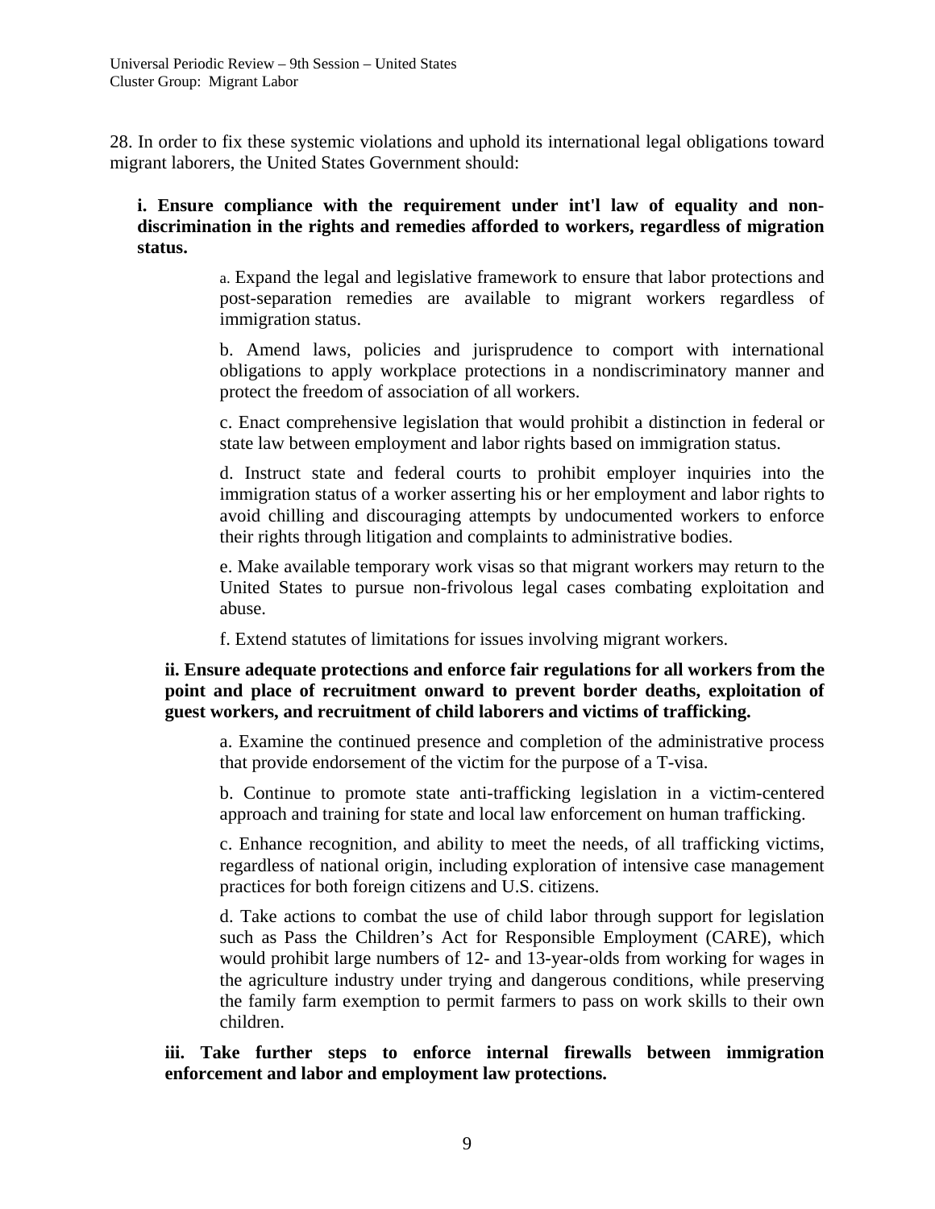28. In order to fix these systemic violations and uphold its international legal obligations toward migrant laborers, the United States Government should:

**i. Ensure compliance with the requirement under int'l law of equality and non-discrimination in the rights and remedies afforded to workers, regardless of migration status.**

a. Expand the legal and legislative framework to ensure that labor protections and post-separation remedies are available to migrant workers regardless of immigration status.

b. Amend laws, policies and jurisprudence to comport with international obligations to apply workplace protections in a nondiscriminatory manner and protect the freedom of association of all workers.

c. Enact comprehensive legislation that would prohibit a distinction in federal or state law between employment and labor rights based on immigration status.

d. Instruct state and federal courts to prohibit employer inquiries into the immigration status of a worker asserting his or her employment and labor rights to avoid chilling and discouraging attempts by undocumented workers to enforce their rights through litigation and complaints to administrative bodies.

e. Make available temporary work visas so that migrant workers may return to the United States to pursue non-frivolous legal cases combating exploitation and abuse.

f. Extend statutes of limitations for issues involving migrant workers.

**ii. Ensure adequate protections and enforce fair regulations for all workers from the point and place of recruitment onward to prevent border deaths, exploitation of guest workers, and recruitment of child laborers and victims of trafficking.**

a. Examine the continued presence and completion of the administrative process that provide endorsement of the victim for the purpose of a T-visa.

b. Continue to promote state anti-trafficking legislation in a victim-centered approach and training for state and local law enforcement on human trafficking.

c. Enhance recognition, and ability to meet the needs, of all trafficking victims, regardless of national origin, including exploration of intensive case management practices for both foreign citizens and U.S. citizens.

d. Take actions to combat the use of child labor through support for legislation such as Pass the Children's Act for Responsible Employment (CARE), which would prohibit large numbers of 12- and 13-year-olds from working for wages in the agriculture industry under trying and dangerous conditions, while preserving the family farm exemption to permit farmers to pass on work skills to their own children.

**iii. Take further steps to enforce internal firewalls between immigration enforcement and labor and employment law protections.**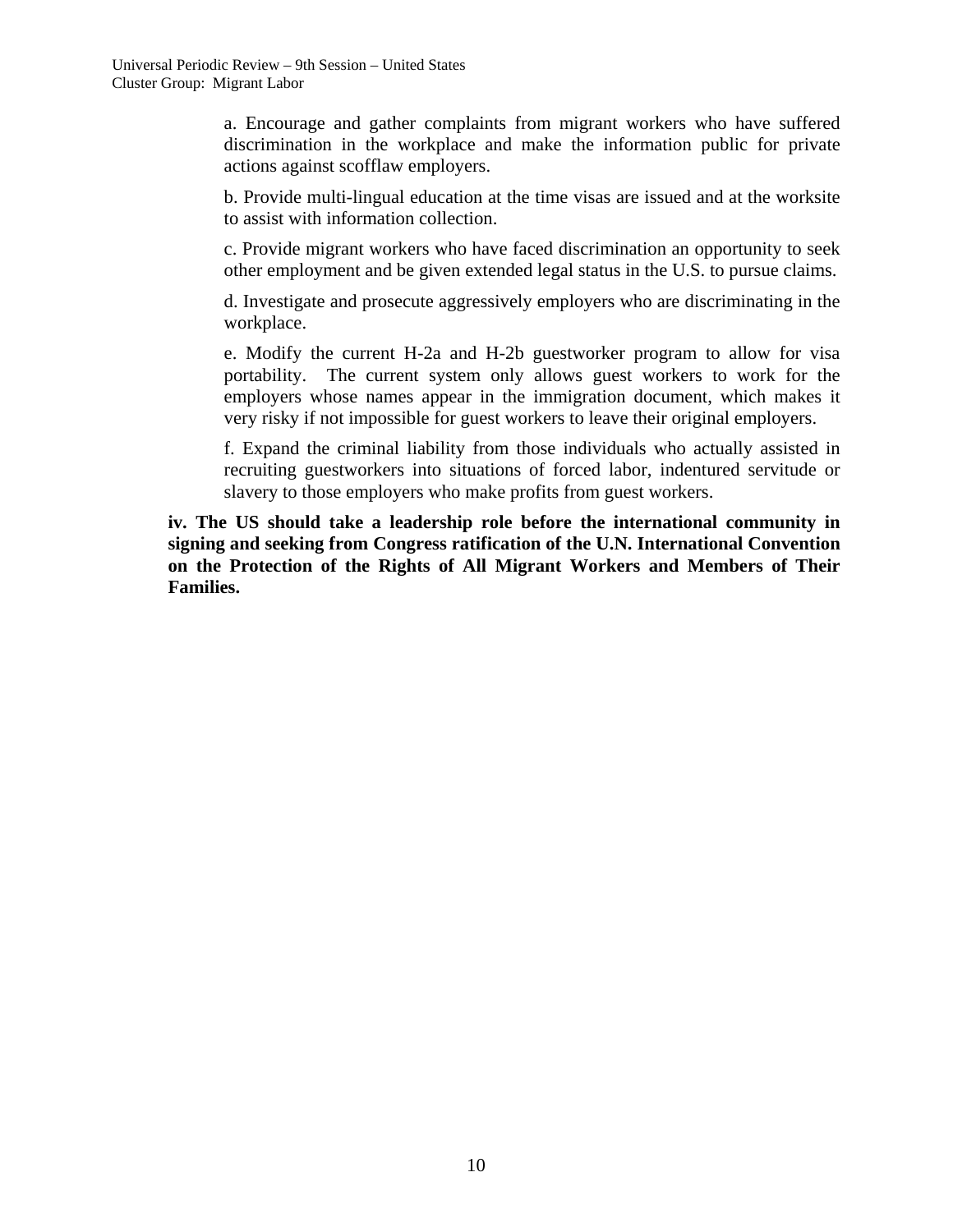a. Encourage and gather complaints from migrant workers who have suffered discrimination in the workplace and make the information public for private actions against scofflaw employers.

b. Provide multi-lingual education at the time visas are issued and at the worksite to assist with information collection.

c. Provide migrant workers who have faced discrimination an opportunity to seek other employment and be given extended legal status in the U.S. to pursue claims.

d. Investigate and prosecute aggressively employers who are discriminating in the workplace.

e. Modify the current H-2a and H-2b guestworker program to allow for visa portability. The current system only allows guest workers to work for the employers whose names appear in the immigration document, which makes it very risky if not impossible for guest workers to leave their original employers.

f. Expand the criminal liability from those individuals who actually assisted in recruiting guestworkers into situations of forced labor, indentured servitude or slavery to those employers who make profits from guest workers.

**iv. The US should take a leadership role before the international community in signing and seeking from Congress ratification of the U.N. International Convention on the Protection of the Rights of All Migrant Workers and Members of Their Families.**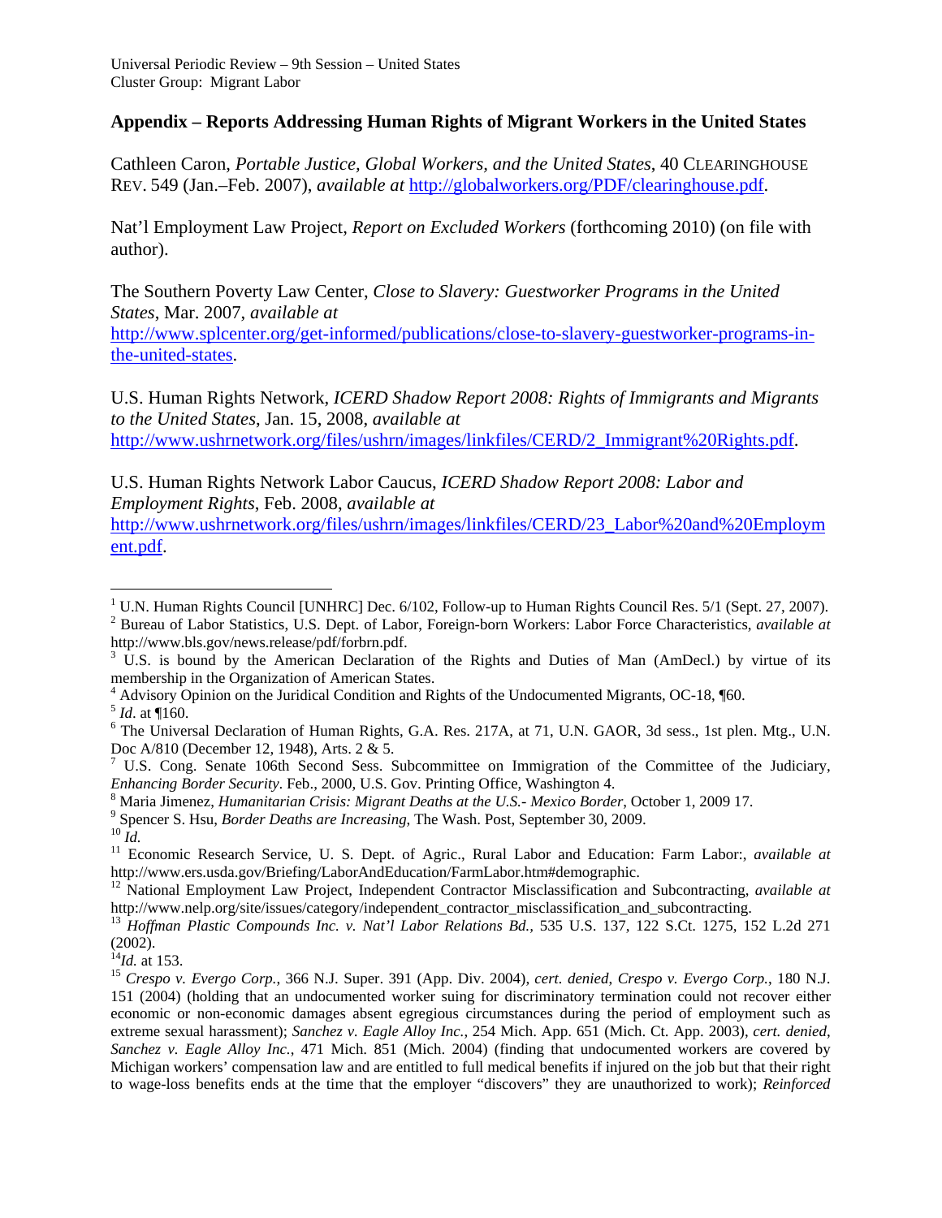## Appendix – Reports Addressing Human Rights of Migrant Workers in the United States

Cathleen Caron, *Portable Justice, Global Workers, and the United States*, 40 CLEARINGHOUSE REV. 549 (Jan.–Feb. 2007), *available at* http://globalworkers.org/PDF/clearinghouse.pdf.

Nat'l Employment Law Project, *Report on Excluded Workers* (forthcoming 2010) (on file with author).

The Southern Poverty Law Center, *Close to Slavery: Guestworker Programs in the United States*, Mar. 2007, *available at* http://www.splcenter.org/get-informed/publications/close-to-slavery-guestworker-programs-in-the-united-states.

U.S. Human Rights Network, *ICERD Shadow Report 2008: Rights of Immigrants and Migrants to the United States*, Jan. 15, 2008, *available at* http://www.ushrnetwork.org/files/ushrn/images/linkfiles/CERD/2_Immigrant%20Rights.pdf.

U.S. Human Rights Network Labor Caucus, *ICERD Shadow Report 2008: Labor and Employment Rights*, Feb. 2008, *available at* http://www.ushrnetwork.org/files/ushrn/images/linkfiles/CERD/23_Labor%20and%20Employment.pdf.

---

[1] U.N. Human Rights Council [UNHRC] Dec. 6/102, Follow-up to Human Rights Council Res. 5/1 (Sept. 27, 2007).

[2] Bureau of Labor Statistics, U.S. Dept. of Labor, Foreign-born Workers: Labor Force Characteristics, *available at* http://www.bls.gov/news.release/pdf/forbrn.pdf.

[3] U.S. is bound by the American Declaration of the Rights and Duties of Man (AmDecl.) by virtue of its membership in the Organization of American States.

[4] Advisory Opinion on the Juridical Condition and Rights of the Undocumented Migrants, OC-18, ¶60.

[5] *Id*. at ¶160.

[6] The Universal Declaration of Human Rights, G.A. Res. 217A, at 71, U.N. GAOR, 3d sess., 1st plen. Mtg., U.N. Doc A/810 (December 12, 1948), Arts. 2 & 5.

[7] U.S. Cong. Senate 106th Second Sess. Subcommittee on Immigration of the Committee of the Judiciary, *Enhancing Border Security*. Feb., 2000, U.S. Gov. Printing Office, Washington 4.

[8] Maria Jimenez, *Humanitarian Crisis: Migrant Deaths at the U.S.- Mexico Border*, October 1, 2009 17.

[9] Spencer S. Hsu, *Border Deaths are Increasing*, The Wash. Post, September 30, 2009.

[10] *Id.*

[11] Economic Research Service, U. S. Dept. of Agric., Rural Labor and Education: Farm Labor:, *available at* http://www.ers.usda.gov/Briefing/LaborAndEducation/FarmLabor.htm#demographic.

[12] National Employment Law Project, Independent Contractor Misclassification and Subcontracting, *available at* http://www.nelp.org/site/issues/category/independent_contractor_misclassification_and_subcontracting.

[13] *Hoffman Plastic Compounds Inc. v. Nat'l Labor Relations Bd.*, 535 U.S. 137, 122 S.Ct. 1275, 152 L.2d 271 (2002).

[14] *Id.* at 153.

[15] *Crespo v. Evergo Corp.*, 366 N.J. Super. 391 (App. Div. 2004), *cert. denied*, *Crespo v. Evergo Corp.*, 180 N.J. 151 (2004) (holding that an undocumented worker suing for discriminatory termination could not recover either economic or non-economic damages absent egregious circumstances during the period of employment such as extreme sexual harassment); *Sanchez v. Eagle Alloy Inc.*, 254 Mich. App. 651 (Mich. Ct. App. 2003), *cert. denied*, *Sanchez v. Eagle Alloy Inc.*, 471 Mich. 851 (Mich. 2004) (finding that undocumented workers are covered by Michigan workers' compensation law and are entitled to full medical benefits if injured on the job but that their right to wage-loss benefits ends at the time that the employer "discovers" they are unauthorized to work); *Reinforced*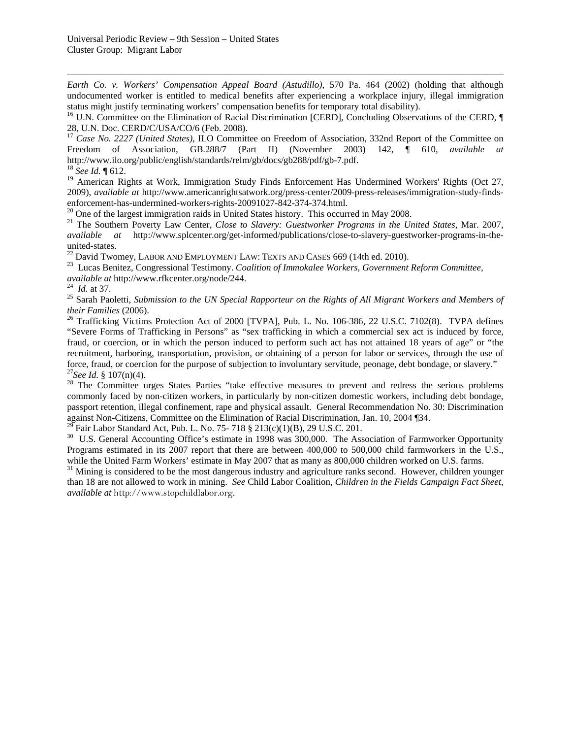*Earth Co. v. Workers' Compensation Appeal Board (Astudillo)*, 570 Pa. 464 (2002) (holding that although undocumented worker is entitled to medical benefits after experiencing a workplace injury, illegal immigration status might justify terminating workers' compensation benefits for temporary total disability).

[16] U.N. Committee on the Elimination of Racial Discrimination [CERD], Concluding Observations of the CERD, ¶ 28, U.N. Doc. CERD/C/USA/CO/6 (Feb. 2008).

[17] *Case No. 2227 (United States)*, ILO Committee on Freedom of Association, 332nd Report of the Committee on Freedom of Association, GB.288/7 (Part II) (November 2003) 142, ¶ 610, *available at* http://www.ilo.org/public/english/standards/relm/gb/docs/gb288/pdf/gb-7.pdf.

[18] *See Id.* ¶ 612.

[19] American Rights at Work, Immigration Study Finds Enforcement Has Undermined Workers' Rights (Oct 27, 2009), *available at* http://www.americanrightsatwork.org/press-center/2009-press-releases/immigration-study-finds-enforcement-has-undermined-workers-rights-20091027-842-374-374.html.

[20] One of the largest immigration raids in United States history. This occurred in May 2008.

[21] The Southern Poverty Law Center, *Close to Slavery: Guestworker Programs in the United States*, Mar. 2007, *available at* http://www.splcenter.org/get-informed/publications/close-to-slavery-guestworker-programs-in-the-united-states.

[22] David Twomey, LABOR AND EMPLOYMENT LAW: TEXTS AND CASES 669 (14th ed. 2010).

[23] Lucas Benitez, Congressional Testimony. *Coalition of Immokalee Workers, Government Reform Committee, available at* http://www.rfkcenter.org/node/244.

[24] *Id.* at 37.

[25] Sarah Paoletti, *Submission to the UN Special Rapporteur on the Rights of All Migrant Workers and Members of their Families* (2006).

[26] Trafficking Victims Protection Act of 2000 [TVPA], Pub. L. No. 106-386, 22 U.S.C. 7102(8). TVPA defines "Severe Forms of Trafficking in Persons" as "sex trafficking in which a commercial sex act is induced by force, fraud, or coercion, or in which the person induced to perform such act has not attained 18 years of age" or "the recruitment, harboring, transportation, provision, or obtaining of a person for labor or services, through the use of force, fraud, or coercion for the purpose of subjection to involuntary servitude, peonage, debt bondage, or slavery."

[27] *See Id.* § 107(n)(4).

[28] The Committee urges States Parties "take effective measures to prevent and redress the serious problems commonly faced by non-citizen workers, in particularly by non-citizen domestic workers, including debt bondage, passport retention, illegal confinement, rape and physical assault. General Recommendation No. 30: Discrimination against Non-Citizens, Committee on the Elimination of Racial Discrimination, Jan. 10, 2004 ¶34.

[29] Fair Labor Standard Act, Pub. L. No. 75- 718 § 213(c)(1)(B), 29 U.S.C. 201.

[30] U.S. General Accounting Office's estimate in 1998 was 300,000. The Association of Farmworker Opportunity Programs estimated in its 2007 report that there are between 400,000 to 500,000 child farmworkers in the U.S., while the United Farm Workers' estimate in May 2007 that as many as 800,000 children worked on U.S. farms.

[31] Mining is considered to be the most dangerous industry and agriculture ranks second. However, children younger than 18 are not allowed to work in mining. *See* Child Labor Coalition, *Children in the Fields Campaign Fact Sheet*, *available at* http://www.stopchildlabor.org.